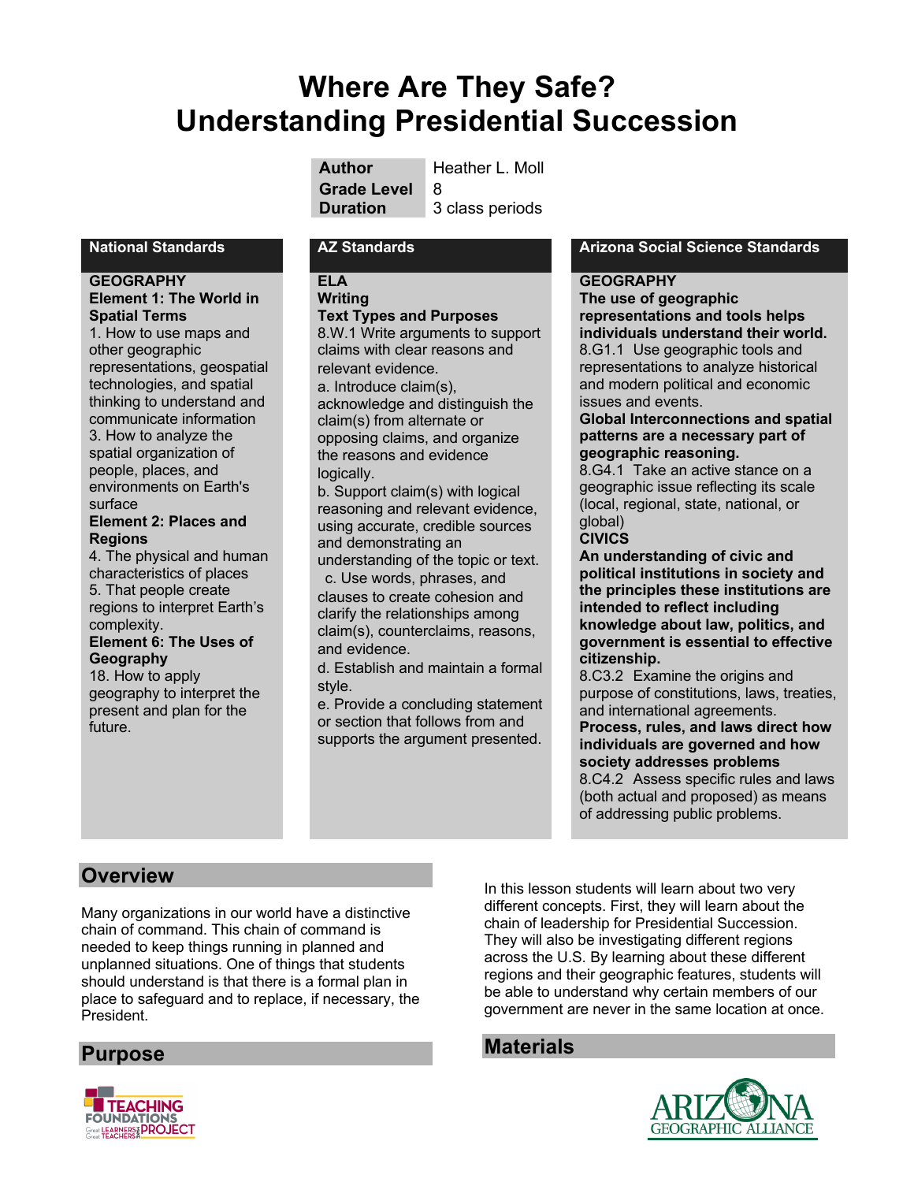# Where Are They Safe? Understanding Presidential Succession

| | |
|---|---|
| **Author** | Heather L. Moll |
| **Grade Level** | 8 |
| **Duration** | 3 class periods |

## National Standards

**GEOGRAPHY**
**Element 1: The World in Spatial Terms**
1. How to use maps and other geographic representations, geospatial technologies, and spatial thinking to understand and communicate information
3. How to analyze the spatial organization of people, places, and environments on Earth's surface

**Element 2: Places and Regions**
4. The physical and human characteristics of places
5. That people create regions to interpret Earth's complexity.

**Element 6: The Uses of Geography**
18. How to apply geography to interpret the present and plan for the future.

## AZ Standards

**ELA**
**Writing**
**Text Types and Purposes**
8.W.1 Write arguments to support claims with clear reasons and relevant evidence.
a. Introduce claim(s), acknowledge and distinguish the claim(s) from alternate or opposing claims, and organize the reasons and evidence logically.
b. Support claim(s) with logical reasoning and relevant evidence, using accurate, credible sources and demonstrating an understanding of the topic or text.
c. Use words, phrases, and clauses to create cohesion and clarify the relationships among claim(s), counterclaims, reasons, and evidence.
d. Establish and maintain a formal style.
e. Provide a concluding statement or section that follows from and supports the argument presented.

## Arizona Social Science Standards

**GEOGRAPHY**
**The use of geographic representations and tools helps individuals understand their world.**
8.G1.1 Use geographic tools and representations to analyze historical and modern political and economic issues and events.
**Global Interconnections and spatial patterns are a necessary part of geographic reasoning.**
8.G4.1 Take an active stance on a geographic issue reflecting its scale (local, regional, state, national, or global)

**CIVICS**
**An understanding of civic and political institutions in society and the principles these institutions are intended to reflect including knowledge about law, politics, and government is essential to effective citizenship.**
8.C3.2 Examine the origins and purpose of constitutions, laws, treaties, and international agreements.
**Process, rules, and laws direct how individuals are governed and how society addresses problems**
8.C4.2 Assess specific rules and laws (both actual and proposed) as means of addressing public problems.

## Overview

Many organizations in our world have a distinctive chain of command. This chain of command is needed to keep things running in planned and unplanned situations. One of things that students should understand is that there is a formal plan in place to safeguard and to replace, if necessary, the President.

## Purpose

In this lesson students will learn about two very different concepts. First, they will learn about the chain of leadership for Presidential Succession. They will also be investigating different regions across the U.S. By learning about these different regions and their geographic features, students will be able to understand why certain members of our government are never in the same location at once.

## Materials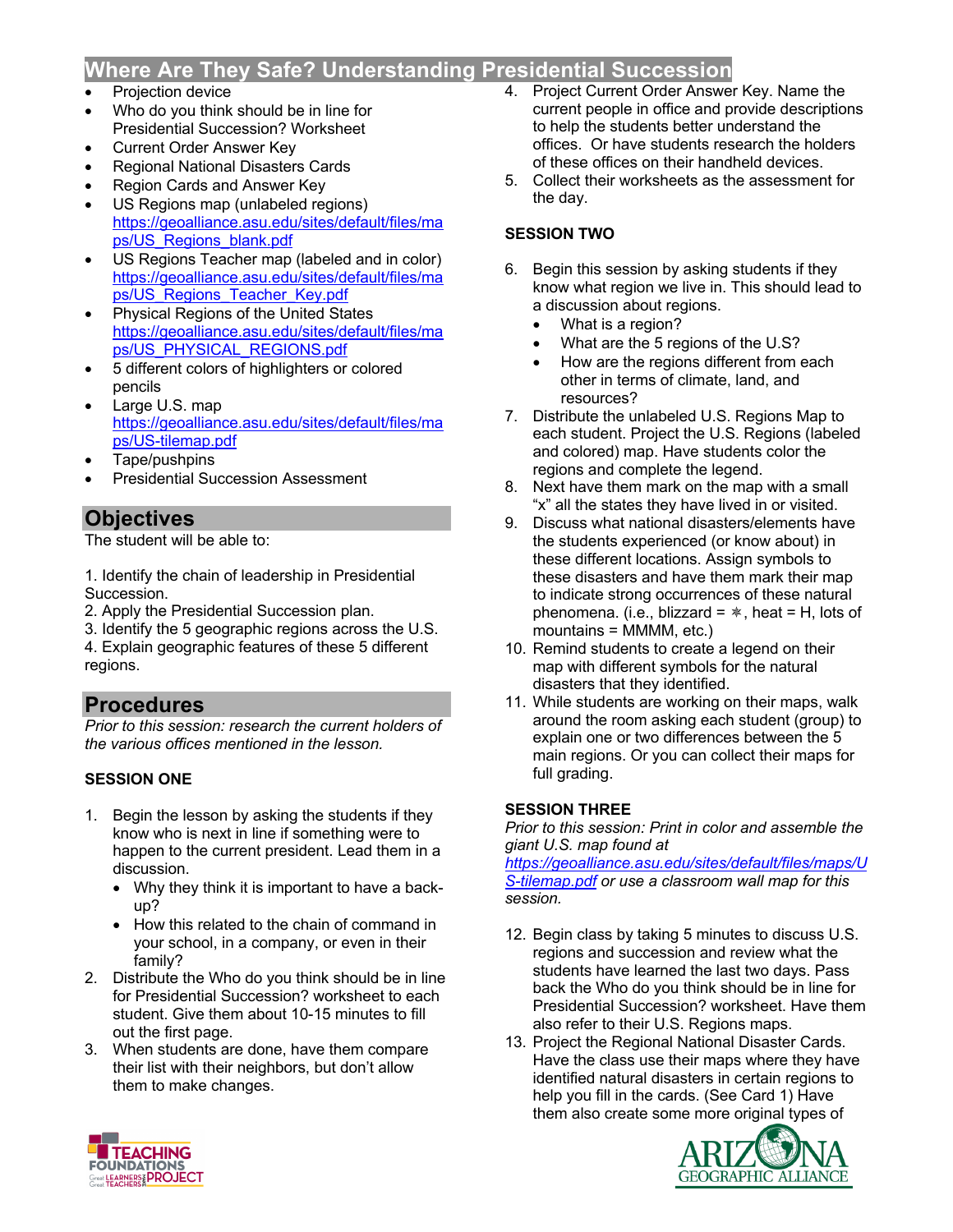## Where Are They Safe? Understanding Presidential Succession

- Projection device
- Who do you think should be in line for Presidential Succession? Worksheet
- Current Order Answer Key
- Regional National Disasters Cards
- Region Cards and Answer Key
- US Regions map (unlabeled regions) https://geoalliance.asu.edu/sites/default/files/maps/US_Regions_blank.pdf
- US Regions Teacher map (labeled and in color) https://geoalliance.asu.edu/sites/default/files/maps/US_Regions_Teacher_Key.pdf
- Physical Regions of the United States https://geoalliance.asu.edu/sites/default/files/maps/US_PHYSICAL_REGIONS.pdf
- 5 different colors of highlighters or colored pencils
- Large U.S. map https://geoalliance.asu.edu/sites/default/files/maps/US-tilemap.pdf
- Tape/pushpins
- Presidential Succession Assessment

## Objectives

The student will be able to:

1. Identify the chain of leadership in Presidential Succession.
2. Apply the Presidential Succession plan.
3. Identify the 5 geographic regions across the U.S.
4. Explain geographic features of these 5 different regions.

## Procedures

*Prior to this session: research the current holders of the various offices mentioned in the lesson.*

**SESSION ONE**

1. Begin the lesson by asking the students if they know who is next in line if something were to happen to the current president. Lead them in a discussion.
   - Why they think it is important to have a back-up?
   - How this related to the chain of command in your school, in a company, or even in their family?
2. Distribute the Who do you think should be in line for Presidential Succession? worksheet to each student. Give them about 10-15 minutes to fill out the first page.
3. When students are done, have them compare their list with their neighbors, but don't allow them to make changes.
4. Project Current Order Answer Key. Name the current people in office and provide descriptions to help the students better understand the offices. Or have students research the holders of these offices on their handheld devices.
5. Collect their worksheets as the assessment for the day.

**SESSION TWO**

6. Begin this session by asking students if they know what region we live in. This should lead to a discussion about regions.
   - What is a region?
   - What are the 5 regions of the U.S?
   - How are the regions different from each other in terms of climate, land, and resources?
7. Distribute the unlabeled U.S. Regions Map to each student. Project the U.S. Regions (labeled and colored) map. Have students color the regions and complete the legend.
8. Next have them mark on the map with a small "x" all the states they have lived in or visited.
9. Discuss what national disasters/elements have the students experienced (or know about) in these different locations. Assign symbols to these disasters and have them mark their map to indicate strong occurrences of these natural phenomena. (i.e., blizzard = ✳, heat = H, lots of mountains = MMMM, etc.)
10. Remind students to create a legend on their map with different symbols for the natural disasters that they identified.
11. While students are working on their maps, walk around the room asking each student (or group) to explain one or two differences between the 5 main regions. Or you can collect their maps for full grading.

**SESSION THREE**

*Prior to this session: Print in color and assemble the giant U.S. map found at https://geoalliance.asu.edu/sites/default/files/maps/US-tilemap.pdf or use a classroom wall map for this session.*

12. Begin class by taking 5 minutes to discuss U.S. regions and succession and review what the students have learned the last two days. Pass back the Who do you think should be in line for Presidential Succession? worksheet. Have them also refer to their U.S. Regions maps.
13. Project the Regional National Disaster Cards. Have the class use their maps where they have identified natural disasters in certain regions to help you fill in the cards. (See Card 1) Have them also create some more original types of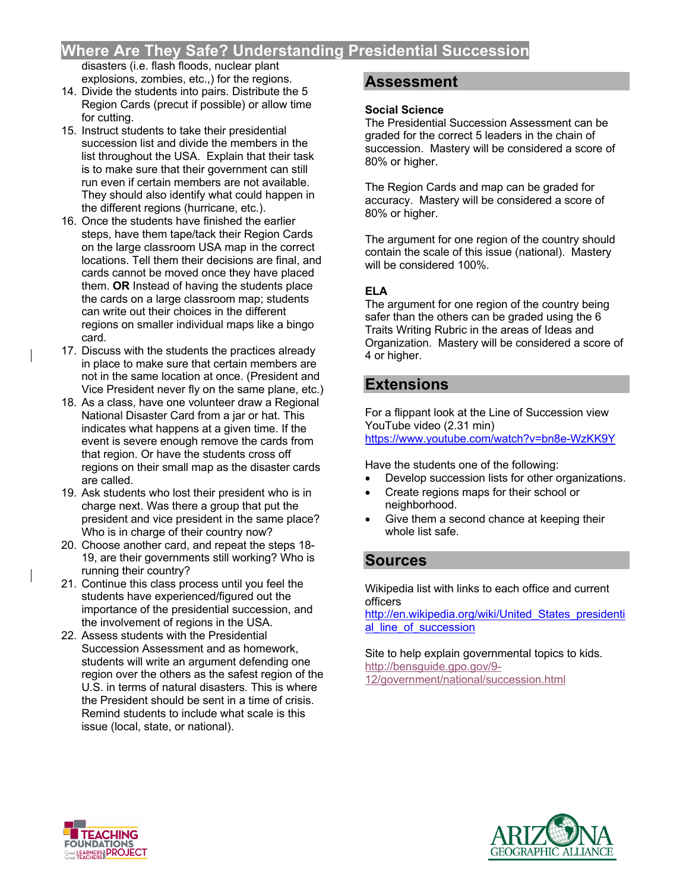disasters (i.e. flash floods, nuclear plant explosions, zombies, etc.,) for the regions.

14. Divide the students into pairs. Distribute the 5 Region Cards (precut if possible) or allow time for cutting.
15. Instruct students to take their presidential succession list and divide the members in the list throughout the USA. Explain that their task is to make sure that their government can still run even if certain members are not available. They should also identify what could happen in the different regions (hurricane, etc.).
16. Once the students have finished the earlier steps, have them tape/tack their Region Cards on the large classroom USA map in the correct locations. Tell them their decisions are final, and cards cannot be moved once they have placed them. **OR** Instead of having the students place the cards on a large classroom map; students can write out their choices in the different regions on smaller individual maps like a bingo card.
17. Discuss with the students the practices already in place to make sure that certain members are not in the same location at once. (President and Vice President never fly on the same plane, etc.)
18. As a class, have one volunteer draw a Regional National Disaster Card from a jar or hat. This indicates what happens at a given time. If the event is severe enough remove the cards from that region. Or have the students cross off regions on their small map as the disaster cards are called.
19. Ask students who lost their president who is in charge next. Was there a group that put the president and vice president in the same place? Who is in charge of their country now?
20. Choose another card, and repeat the steps 18-19, are their governments still working? Who is running their country?
21. Continue this class process until you feel the students have experienced/figured out the importance of the presidential succession, and the involvement of regions in the USA.
22. Assess students with the Presidential Succession Assessment and as homework, students will write an argument defending one region over the others as the safest region of the U.S. in terms of natural disasters. This is where the President should be sent in a time of crisis. Remind students to include what scale is this issue (local, state, or national).

## Assessment

**Social Science**

The Presidential Succession Assessment can be graded for the correct 5 leaders in the chain of succession. Mastery will be considered a score of 80% or higher.

The Region Cards and map can be graded for accuracy. Mastery will be considered a score of 80% or higher.

The argument for one region of the country should contain the scale of this issue (national). Mastery will be considered 100%.

**ELA**

The argument for one region of the country being safer than the others can be graded using the 6 Traits Writing Rubric in the areas of Ideas and Organization. Mastery will be considered a score of 4 or higher.

## Extensions

For a flippant look at the Line of Succession view YouTube video (2.31 min)
https://www.youtube.com/watch?v=bn8e-WzKK9Y

Have the students one of the following:

- Develop succession lists for other organizations.
- Create regions maps for their school or neighborhood.
- Give them a second chance at keeping their whole list safe.

## Sources

Wikipedia list with links to each office and current officers
http://en.wikipedia.org/wiki/United_States_presidential_line_of_succession

Site to help explain governmental topics to kids.
http://bensguide.gpo.gov/9-12/government/national/succession.html